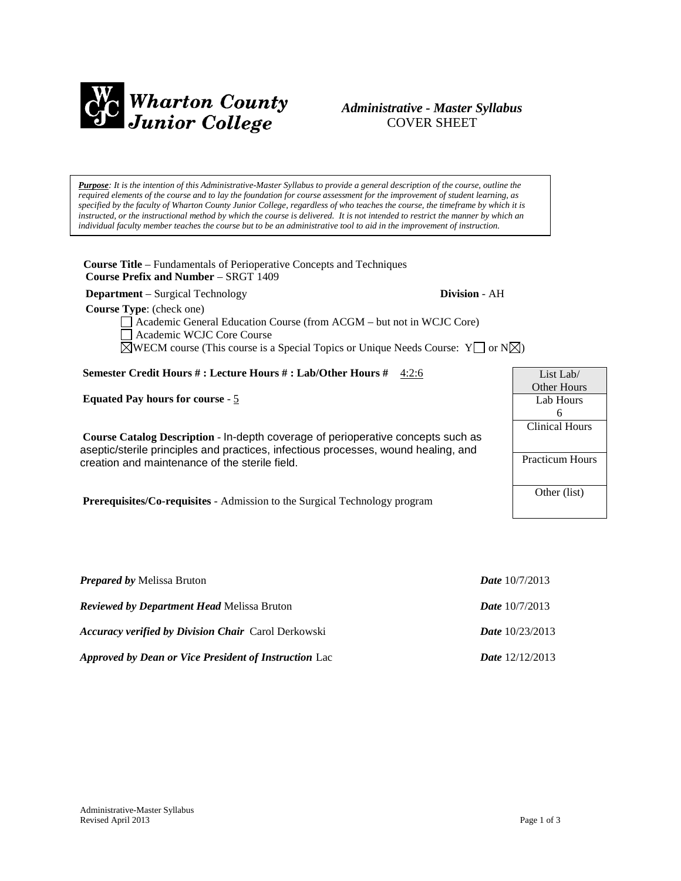**Wharton County Junior College**

***Administrative - Master Syllabus***
COVER SHEET

***Purpose****: It is the intention of this Administrative-Master Syllabus to provide a general description of the course, outline the required elements of the course and to lay the foundation for course assessment for the improvement of student learning, as specified by the faculty of Wharton County Junior College, regardless of who teaches the course, the timeframe by which it is instructed, or the instructional method by which the course is delivered. It is not intended to restrict the manner by which an individual faculty member teaches the course but to be an administrative tool to aid in the improvement of instruction.*

**Course Title** – Fundamentals of Perioperative Concepts and Techniques
**Course Prefix and Number** – SRGT 1409

**Department** – Surgical Technology **Division** - AH

**Course Type**: (check one)

- ☐ Academic General Education Course (from ACGM – but not in WCJC Core)
- ☐ Academic WCJC Core Course
- ☒ WECM course (This course is a Special Topics or Unique Needs Course: Y☐ or N☒)

**Semester Credit Hours # : Lecture Hours # : Lab/Other Hours #** 4:2:6

**Equated Pay hours for course** - 5

| List Lab/ Other Hours |
|---|
| Lab Hours 6 |
| Clinical Hours |
| Practicum Hours |
| Other (list) |

**Course Catalog Description** - In-depth coverage of perioperative concepts such as aseptic/sterile principles and practices, infectious processes, wound healing, and creation and maintenance of the sterile field.

**Prerequisites/Co-requisites** - Admission to the Surgical Technology program

***Prepared by*** Melissa Bruton ***Date*** 10/7/2013

***Reviewed by Department Head*** Melissa Bruton ***Date*** 10/7/2013

***Accuracy verified by Division Chair*** Carol Derkowski ***Date*** 10/23/2013

***Approved by Dean or Vice President of Instruction*** Lac ***Date*** 12/12/2013

Administrative-Master Syllabus
Revised April 2013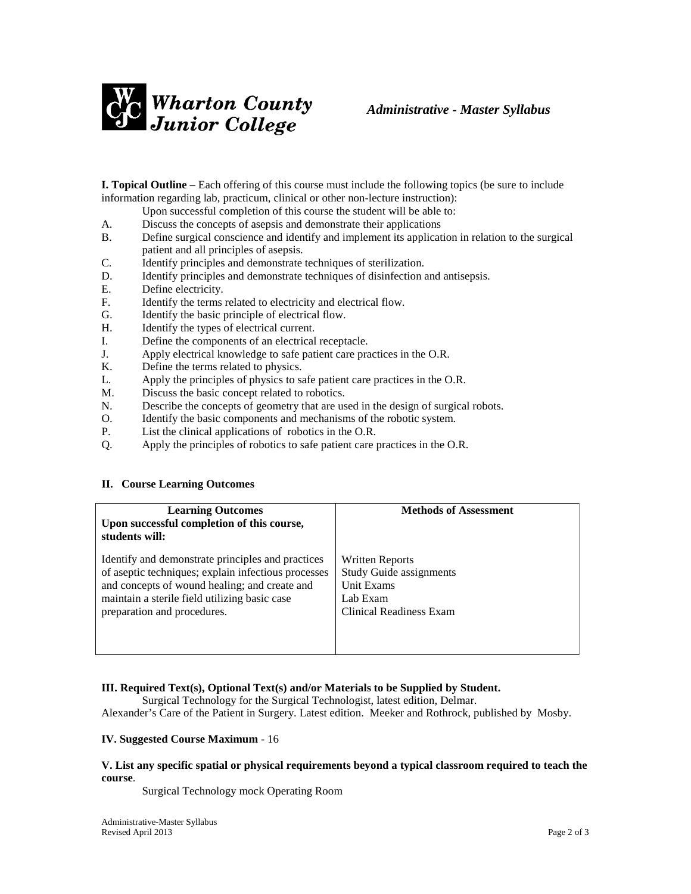**Wharton County Junior College** *Administrative - Master Syllabus*

**I. Topical Outline** – Each offering of this course must include the following topics (be sure to include information regarding lab, practicum, clinical or other non-lecture instruction):

Upon successful completion of this course the student will be able to:

A. Discuss the concepts of asepsis and demonstrate their applications
B. Define surgical conscience and identify and implement its application in relation to the surgical patient and all principles of asepsis.
C. Identify principles and demonstrate techniques of sterilization.
D. Identify principles and demonstrate techniques of disinfection and antisepsis.
E. Define electricity.
F. Identify the terms related to electricity and electrical flow.
G. Identify the basic principle of electrical flow.
H. Identify the types of electrical current.
I. Define the components of an electrical receptacle.
J. Apply electrical knowledge to safe patient care practices in the O.R.
K. Define the terms related to physics.
L. Apply the principles of physics to safe patient care practices in the O.R.
M. Discuss the basic concept related to robotics.
N. Describe the concepts of geometry that are used in the design of surgical robots.
O. Identify the basic components and mechanisms of the robotic system.
P. List the clinical applications of robotics in the O.R.
Q. Apply the principles of robotics to safe patient care practices in the O.R.

**II. Course Learning Outcomes**

| Learning Outcomes<br>Upon successful completion of this course, students will: | Methods of Assessment |
|---|---|
| Identify and demonstrate principles and practices of aseptic techniques; explain infectious processes and concepts of wound healing; and create and maintain a sterile field utilizing basic case preparation and procedures. | Written Reports<br>Study Guide assignments<br>Unit Exams<br>Lab Exam<br>Clinical Readiness Exam |

**III. Required Text(s), Optional Text(s) and/or Materials to be Supplied by Student.**

Surgical Technology for the Surgical Technologist, latest edition, Delmar.
Alexander's Care of the Patient in Surgery. Latest edition. Meeker and Rothrock, published by Mosby.

**IV. Suggested Course Maximum** - 16

**V. List any specific spatial or physical requirements beyond a typical classroom required to teach the course**.

Surgical Technology mock Operating Room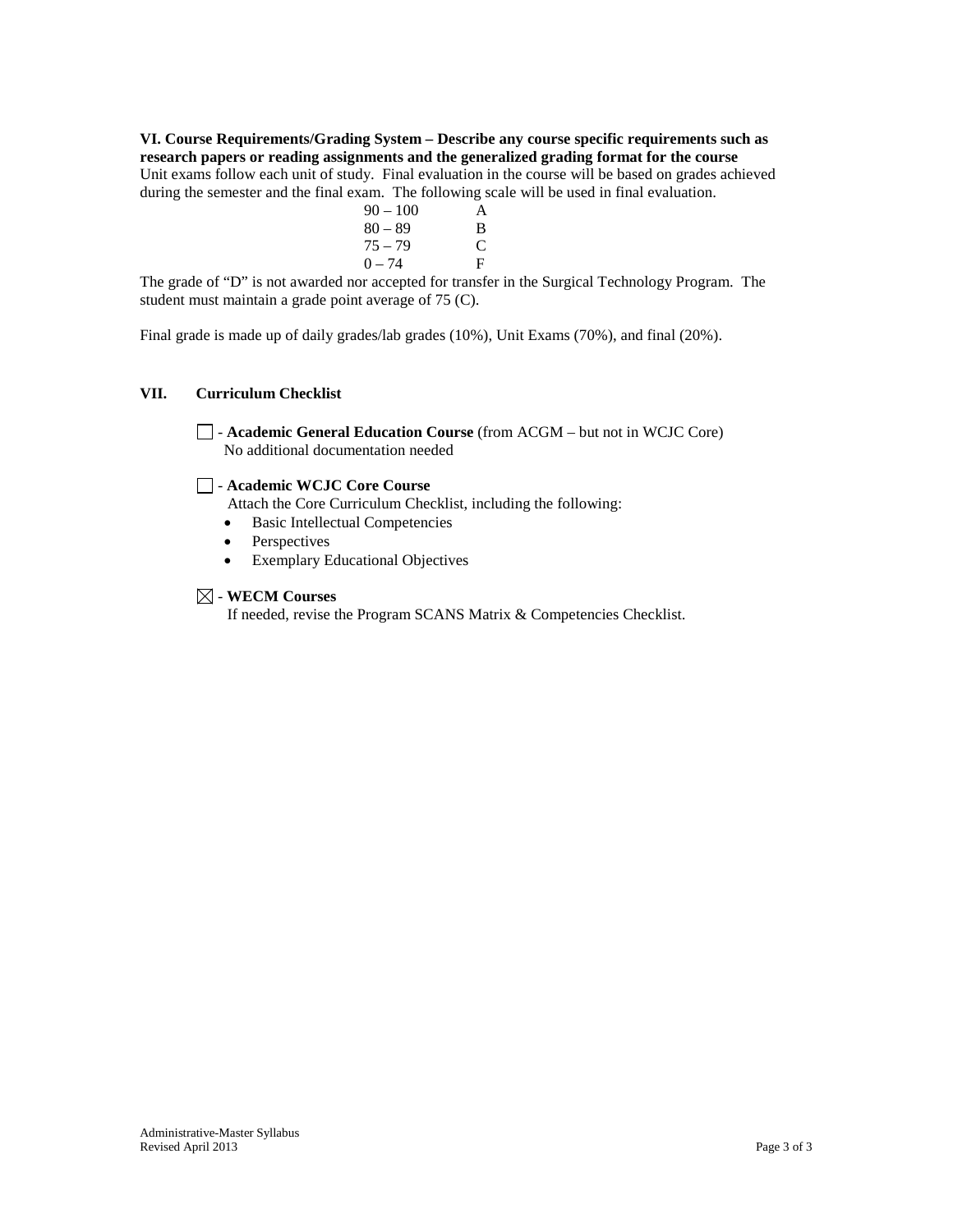**VI. Course Requirements/Grading System – Describe any course specific requirements such as research papers or reading assignments and the generalized grading format for the course**

Unit exams follow each unit of study. Final evaluation in the course will be based on grades achieved during the semester and the final exam. The following scale will be used in final evaluation.

| | |
|---|---|
| 90 – 100 | A |
| 80 – 89 | B |
| 75 – 79 | C |
| 0 – 74 | F |

The grade of "D" is not awarded nor accepted for transfer in the Surgical Technology Program. The student must maintain a grade point average of 75 (C).

Final grade is made up of daily grades/lab grades (10%), Unit Exams (70%), and final (20%).

**VII. Curriculum Checklist**

☐ - **Academic General Education Course** (from ACGM – but not in WCJC Core)
No additional documentation needed

☐ - **Academic WCJC Core Course**
Attach the Core Curriculum Checklist, including the following:

- Basic Intellectual Competencies
- Perspectives
- Exemplary Educational Objectives

☒ - **WECM Courses**
If needed, revise the Program SCANS Matrix & Competencies Checklist.

Administrative-Master Syllabus
Revised April 2013